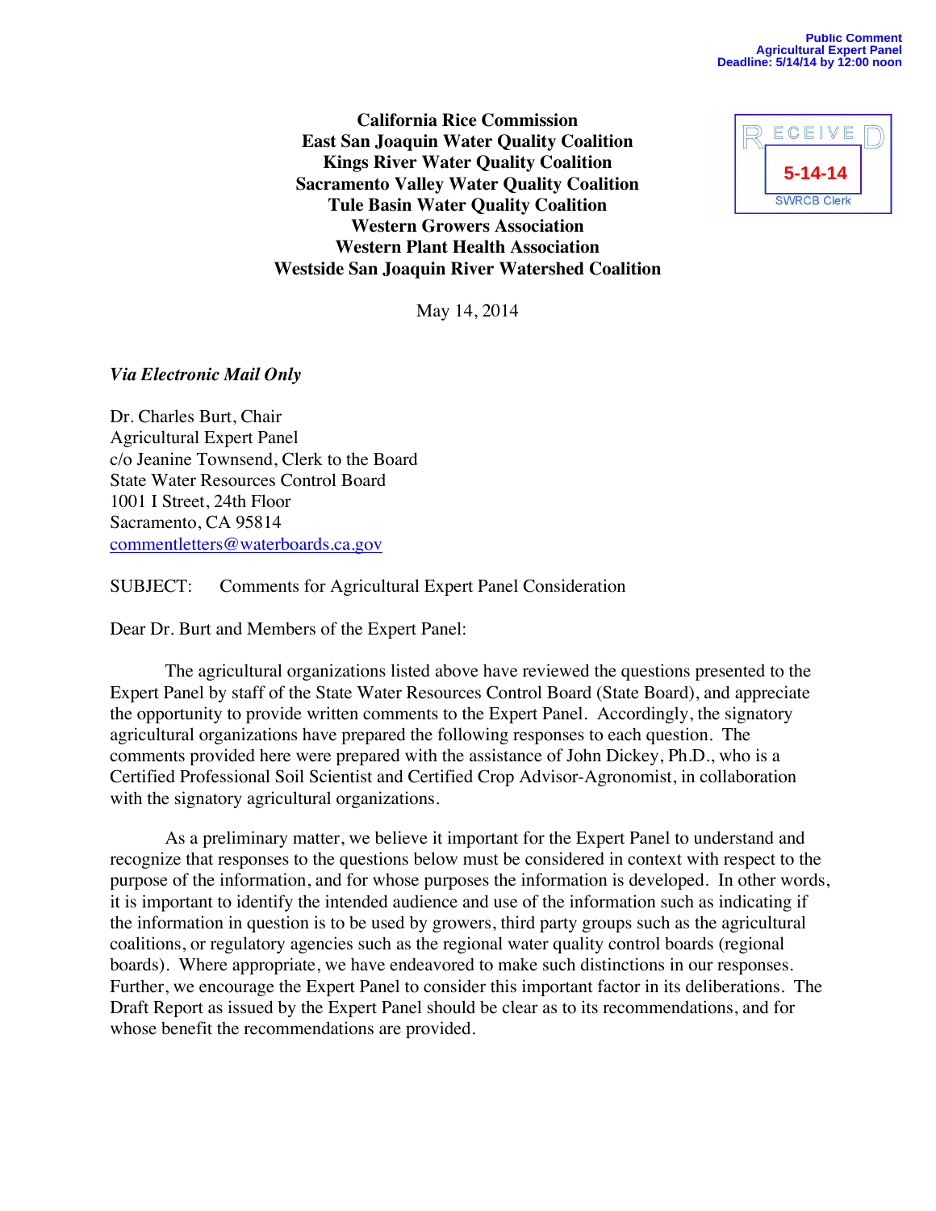Public Comment
Agricultural Expert Panel
Deadline: 5/14/14 by 12:00 noon

RECEIVED
5-14-14
SWRCB Clerk

**California Rice Commission**
**East San Joaquin Water Quality Coalition**
**Kings River Water Quality Coalition**
**Sacramento Valley Water Quality Coalition**
**Tule Basin Water Quality Coalition**
**Western Growers Association**
**Western Plant Health Association**
**Westside San Joaquin River Watershed Coalition**

May 14, 2014

*Via Electronic Mail Only*

Dr. Charles Burt, Chair
Agricultural Expert Panel
c/o Jeanine Townsend, Clerk to the Board
State Water Resources Control Board
1001 I Street, 24th Floor
Sacramento, CA 95814
commentletters@waterboards.ca.gov

SUBJECT: Comments for Agricultural Expert Panel Consideration

Dear Dr. Burt and Members of the Expert Panel:

The agricultural organizations listed above have reviewed the questions presented to the Expert Panel by staff of the State Water Resources Control Board (State Board), and appreciate the opportunity to provide written comments to the Expert Panel. Accordingly, the signatory agricultural organizations have prepared the following responses to each question. The comments provided here were prepared with the assistance of John Dickey, Ph.D., who is a Certified Professional Soil Scientist and Certified Crop Advisor-Agronomist, in collaboration with the signatory agricultural organizations.

As a preliminary matter, we believe it important for the Expert Panel to understand and recognize that responses to the questions below must be considered in context with respect to the purpose of the information, and for whose purposes the information is developed. In other words, it is important to identify the intended audience and use of the information such as indicating if the information in question is to be used by growers, third party groups such as the agricultural coalitions, or regulatory agencies such as the regional water quality control boards (regional boards). Where appropriate, we have endeavored to make such distinctions in our responses. Further, we encourage the Expert Panel to consider this important factor in its deliberations. The Draft Report as issued by the Expert Panel should be clear as to its recommendations, and for whose benefit the recommendations are provided.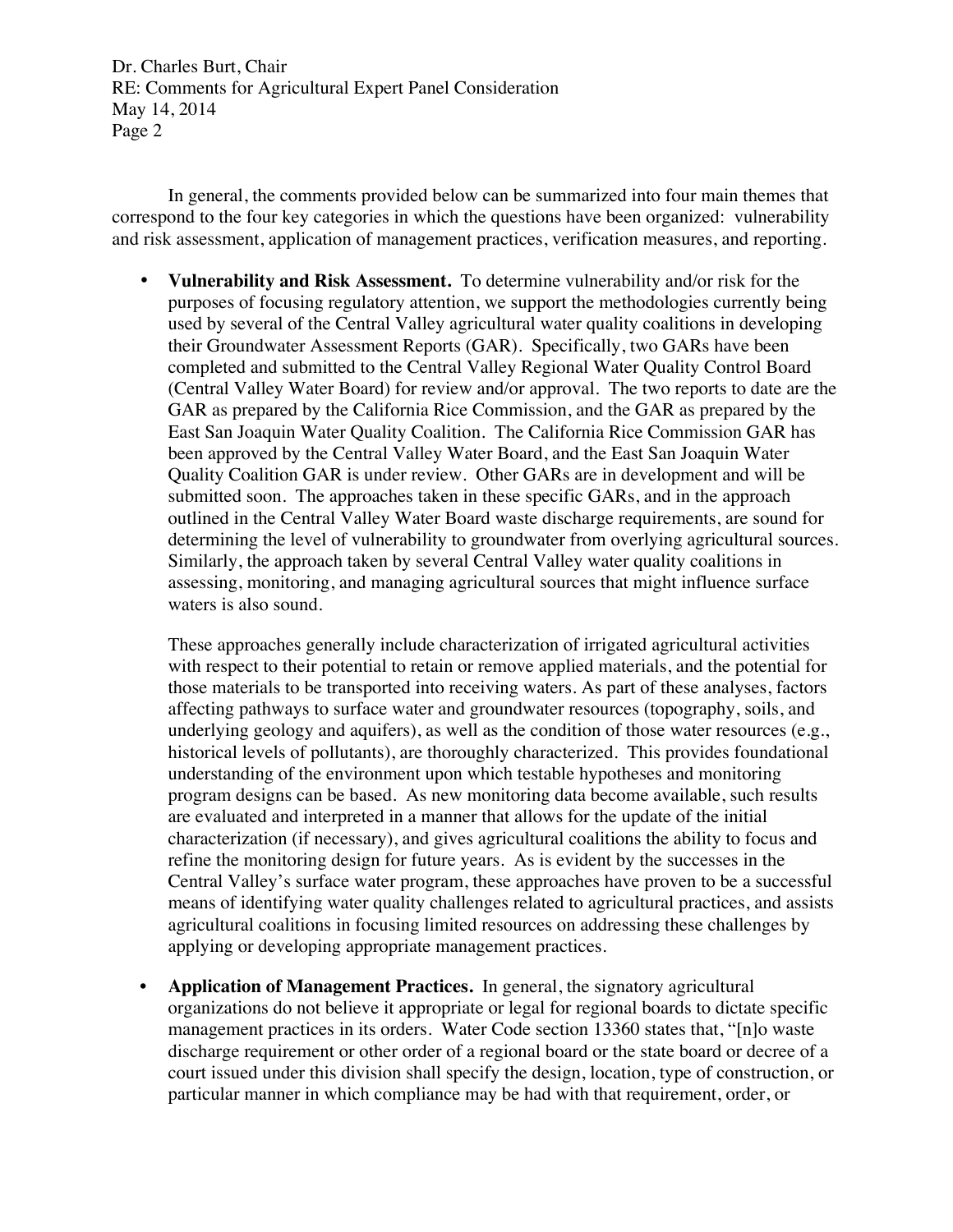In general, the comments provided below can be summarized into four main themes that correspond to the four key categories in which the questions have been organized: vulnerability and risk assessment, application of management practices, verification measures, and reporting.

- **Vulnerability and Risk Assessment.** To determine vulnerability and/or risk for the purposes of focusing regulatory attention, we support the methodologies currently being used by several of the Central Valley agricultural water quality coalitions in developing their Groundwater Assessment Reports (GAR). Specifically, two GARs have been completed and submitted to the Central Valley Regional Water Quality Control Board (Central Valley Water Board) for review and/or approval. The two reports to date are the GAR as prepared by the California Rice Commission, and the GAR as prepared by the East San Joaquin Water Quality Coalition. The California Rice Commission GAR has been approved by the Central Valley Water Board, and the East San Joaquin Water Quality Coalition GAR is under review. Other GARs are in development and will be submitted soon. The approaches taken in these specific GARs, and in the approach outlined in the Central Valley Water Board waste discharge requirements, are sound for determining the level of vulnerability to groundwater from overlying agricultural sources. Similarly, the approach taken by several Central Valley water quality coalitions in assessing, monitoring, and managing agricultural sources that might influence surface waters is also sound.

  These approaches generally include characterization of irrigated agricultural activities with respect to their potential to retain or remove applied materials, and the potential for those materials to be transported into receiving waters. As part of these analyses, factors affecting pathways to surface water and groundwater resources (topography, soils, and underlying geology and aquifers), as well as the condition of those water resources (e.g., historical levels of pollutants), are thoroughly characterized. This provides foundational understanding of the environment upon which testable hypotheses and monitoring program designs can be based. As new monitoring data become available, such results are evaluated and interpreted in a manner that allows for the update of the initial characterization (if necessary), and gives agricultural coalitions the ability to focus and refine the monitoring design for future years. As is evident by the successes in the Central Valley's surface water program, these approaches have proven to be a successful means of identifying water quality challenges related to agricultural practices, and assists agricultural coalitions in focusing limited resources on addressing these challenges by applying or developing appropriate management practices.

- **Application of Management Practices.** In general, the signatory agricultural organizations do not believe it appropriate or legal for regional boards to dictate specific management practices in its orders. Water Code section 13360 states that, "[n]o waste discharge requirement or other order of a regional board or the state board or decree of a court issued under this division shall specify the design, location, type of construction, or particular manner in which compliance may be had with that requirement, order, or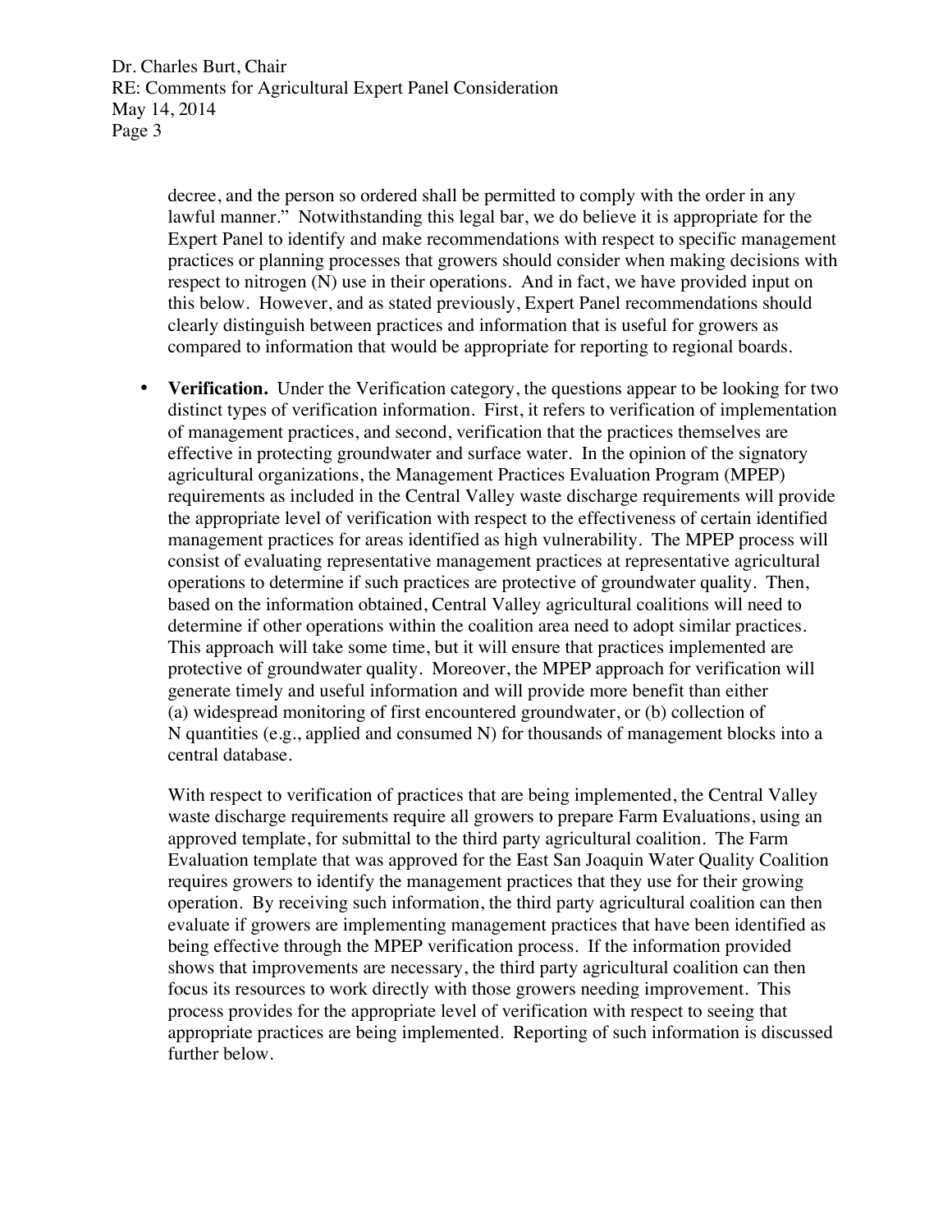decree, and the person so ordered shall be permitted to comply with the order in any lawful manner." Notwithstanding this legal bar, we do believe it is appropriate for the Expert Panel to identify and make recommendations with respect to specific management practices or planning processes that growers should consider when making decisions with respect to nitrogen (N) use in their operations. And in fact, we have provided input on this below. However, and as stated previously, Expert Panel recommendations should clearly distinguish between practices and information that is useful for growers as compared to information that would be appropriate for reporting to regional boards.

- **Verification.** Under the Verification category, the questions appear to be looking for two distinct types of verification information. First, it refers to verification of implementation of management practices, and second, verification that the practices themselves are effective in protecting groundwater and surface water. In the opinion of the signatory agricultural organizations, the Management Practices Evaluation Program (MPEP) requirements as included in the Central Valley waste discharge requirements will provide the appropriate level of verification with respect to the effectiveness of certain identified management practices for areas identified as high vulnerability. The MPEP process will consist of evaluating representative management practices at representative agricultural operations to determine if such practices are protective of groundwater quality. Then, based on the information obtained, Central Valley agricultural coalitions will need to determine if other operations within the coalition area need to adopt similar practices. This approach will take some time, but it will ensure that practices implemented are protective of groundwater quality. Moreover, the MPEP approach for verification will generate timely and useful information and will provide more benefit than either (a) widespread monitoring of first encountered groundwater, or (b) collection of N quantities (e.g., applied and consumed N) for thousands of management blocks into a central database.

  With respect to verification of practices that are being implemented, the Central Valley waste discharge requirements require all growers to prepare Farm Evaluations, using an approved template, for submittal to the third party agricultural coalition. The Farm Evaluation template that was approved for the East San Joaquin Water Quality Coalition requires growers to identify the management practices that they use for their growing operation. By receiving such information, the third party agricultural coalition can then evaluate if growers are implementing management practices that have been identified as being effective through the MPEP verification process. If the information provided shows that improvements are necessary, the third party agricultural coalition can then focus its resources to work directly with those growers needing improvement. This process provides for the appropriate level of verification with respect to seeing that appropriate practices are being implemented. Reporting of such information is discussed further below.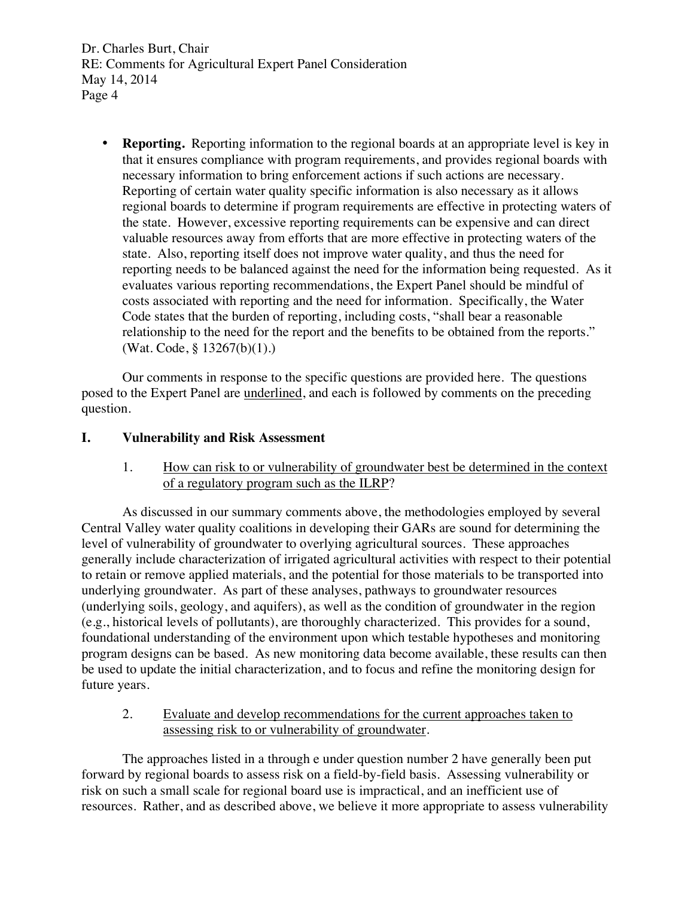- **Reporting.** Reporting information to the regional boards at an appropriate level is key in that it ensures compliance with program requirements, and provides regional boards with necessary information to bring enforcement actions if such actions are necessary. Reporting of certain water quality specific information is also necessary as it allows regional boards to determine if program requirements are effective in protecting waters of the state. However, excessive reporting requirements can be expensive and can direct valuable resources away from efforts that are more effective in protecting waters of the state. Also, reporting itself does not improve water quality, and thus the need for reporting needs to be balanced against the need for the information being requested. As it evaluates various reporting recommendations, the Expert Panel should be mindful of costs associated with reporting and the need for information. Specifically, the Water Code states that the burden of reporting, including costs, "shall bear a reasonable relationship to the need for the report and the benefits to be obtained from the reports." (Wat. Code, § 13267(b)(1).)

Our comments in response to the specific questions are provided here. The questions posed to the Expert Panel are <u>underlined</u>, and each is followed by comments on the preceding question.

## I. Vulnerability and Risk Assessment

1. <u>How can risk to or vulnerability of groundwater best be determined in the context of a regulatory program such as the ILRP</u>?

As discussed in our summary comments above, the methodologies employed by several Central Valley water quality coalitions in developing their GARs are sound for determining the level of vulnerability of groundwater to overlying agricultural sources. These approaches generally include characterization of irrigated agricultural activities with respect to their potential to retain or remove applied materials, and the potential for those materials to be transported into underlying groundwater. As part of these analyses, pathways to groundwater resources (underlying soils, geology, and aquifers), as well as the condition of groundwater in the region (e.g., historical levels of pollutants), are thoroughly characterized. This provides for a sound, foundational understanding of the environment upon which testable hypotheses and monitoring program designs can be based. As new monitoring data become available, these results can then be used to update the initial characterization, and to focus and refine the monitoring design for future years.

2. <u>Evaluate and develop recommendations for the current approaches taken to assessing risk to or vulnerability of groundwater</u>.

The approaches listed in a through e under question number 2 have generally been put forward by regional boards to assess risk on a field-by-field basis. Assessing vulnerability or risk on such a small scale for regional board use is impractical, and an inefficient use of resources. Rather, and as described above, we believe it more appropriate to assess vulnerability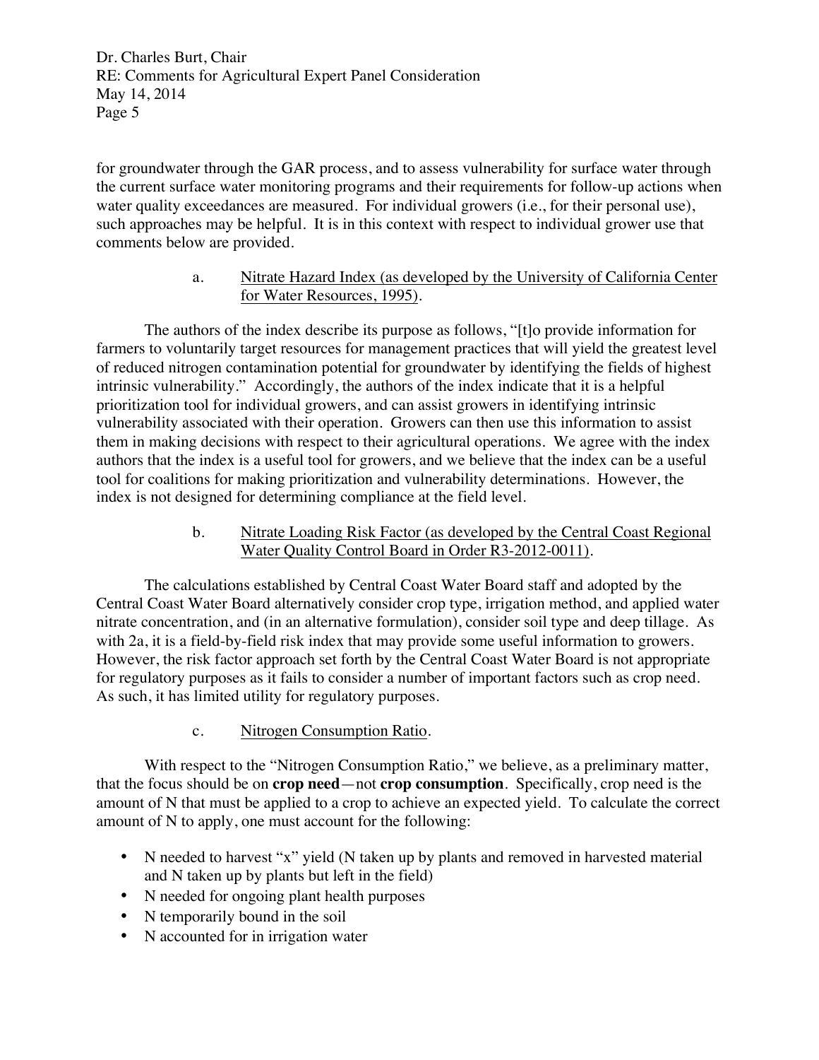for groundwater through the GAR process, and to assess vulnerability for surface water through the current surface water monitoring programs and their requirements for follow-up actions when water quality exceedances are measured. For individual growers (i.e., for their personal use), such approaches may be helpful. It is in this context with respect to individual grower use that comments below are provided.

a. Nitrate Hazard Index (as developed by the University of California Center for Water Resources, 1995).

The authors of the index describe its purpose as follows, "[t]o provide information for farmers to voluntarily target resources for management practices that will yield the greatest level of reduced nitrogen contamination potential for groundwater by identifying the fields of highest intrinsic vulnerability." Accordingly, the authors of the index indicate that it is a helpful prioritization tool for individual growers, and can assist growers in identifying intrinsic vulnerability associated with their operation. Growers can then use this information to assist them in making decisions with respect to their agricultural operations. We agree with the index authors that the index is a useful tool for growers, and we believe that the index can be a useful tool for coalitions for making prioritization and vulnerability determinations. However, the index is not designed for determining compliance at the field level.

b. Nitrate Loading Risk Factor (as developed by the Central Coast Regional Water Quality Control Board in Order R3-2012-0011).

The calculations established by Central Coast Water Board staff and adopted by the Central Coast Water Board alternatively consider crop type, irrigation method, and applied water nitrate concentration, and (in an alternative formulation), consider soil type and deep tillage. As with 2a, it is a field-by-field risk index that may provide some useful information to growers. However, the risk factor approach set forth by the Central Coast Water Board is not appropriate for regulatory purposes as it fails to consider a number of important factors such as crop need. As such, it has limited utility for regulatory purposes.

c. Nitrogen Consumption Ratio.

With respect to the "Nitrogen Consumption Ratio," we believe, as a preliminary matter, that the focus should be on **crop need**—not **crop consumption**. Specifically, crop need is the amount of N that must be applied to a crop to achieve an expected yield. To calculate the correct amount of N to apply, one must account for the following:

- N needed to harvest "x" yield (N taken up by plants and removed in harvested material and N taken up by plants but left in the field)
- N needed for ongoing plant health purposes
- N temporarily bound in the soil
- N accounted for in irrigation water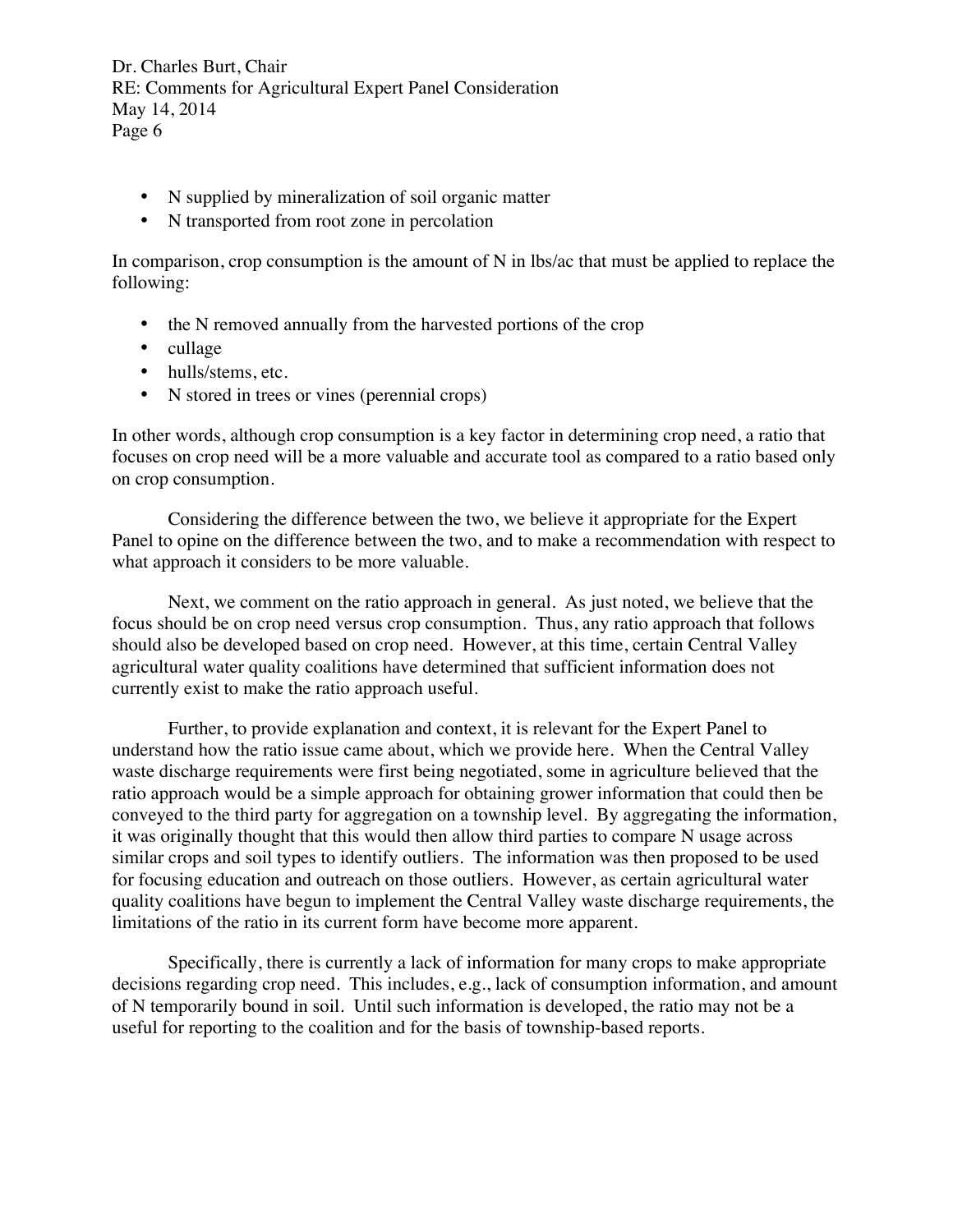- N supplied by mineralization of soil organic matter
- N transported from root zone in percolation

In comparison, crop consumption is the amount of N in lbs/ac that must be applied to replace the following:

- the N removed annually from the harvested portions of the crop
- cullage
- hulls/stems, etc.
- N stored in trees or vines (perennial crops)

In other words, although crop consumption is a key factor in determining crop need, a ratio that focuses on crop need will be a more valuable and accurate tool as compared to a ratio based only on crop consumption.

Considering the difference between the two, we believe it appropriate for the Expert Panel to opine on the difference between the two, and to make a recommendation with respect to what approach it considers to be more valuable.

Next, we comment on the ratio approach in general. As just noted, we believe that the focus should be on crop need versus crop consumption. Thus, any ratio approach that follows should also be developed based on crop need. However, at this time, certain Central Valley agricultural water quality coalitions have determined that sufficient information does not currently exist to make the ratio approach useful.

Further, to provide explanation and context, it is relevant for the Expert Panel to understand how the ratio issue came about, which we provide here. When the Central Valley waste discharge requirements were first being negotiated, some in agriculture believed that the ratio approach would be a simple approach for obtaining grower information that could then be conveyed to the third party for aggregation on a township level. By aggregating the information, it was originally thought that this would then allow third parties to compare N usage across similar crops and soil types to identify outliers. The information was then proposed to be used for focusing education and outreach on those outliers. However, as certain agricultural water quality coalitions have begun to implement the Central Valley waste discharge requirements, the limitations of the ratio in its current form have become more apparent.

Specifically, there is currently a lack of information for many crops to make appropriate decisions regarding crop need. This includes, e.g., lack of consumption information, and amount of N temporarily bound in soil. Until such information is developed, the ratio may not be a useful for reporting to the coalition and for the basis of township-based reports.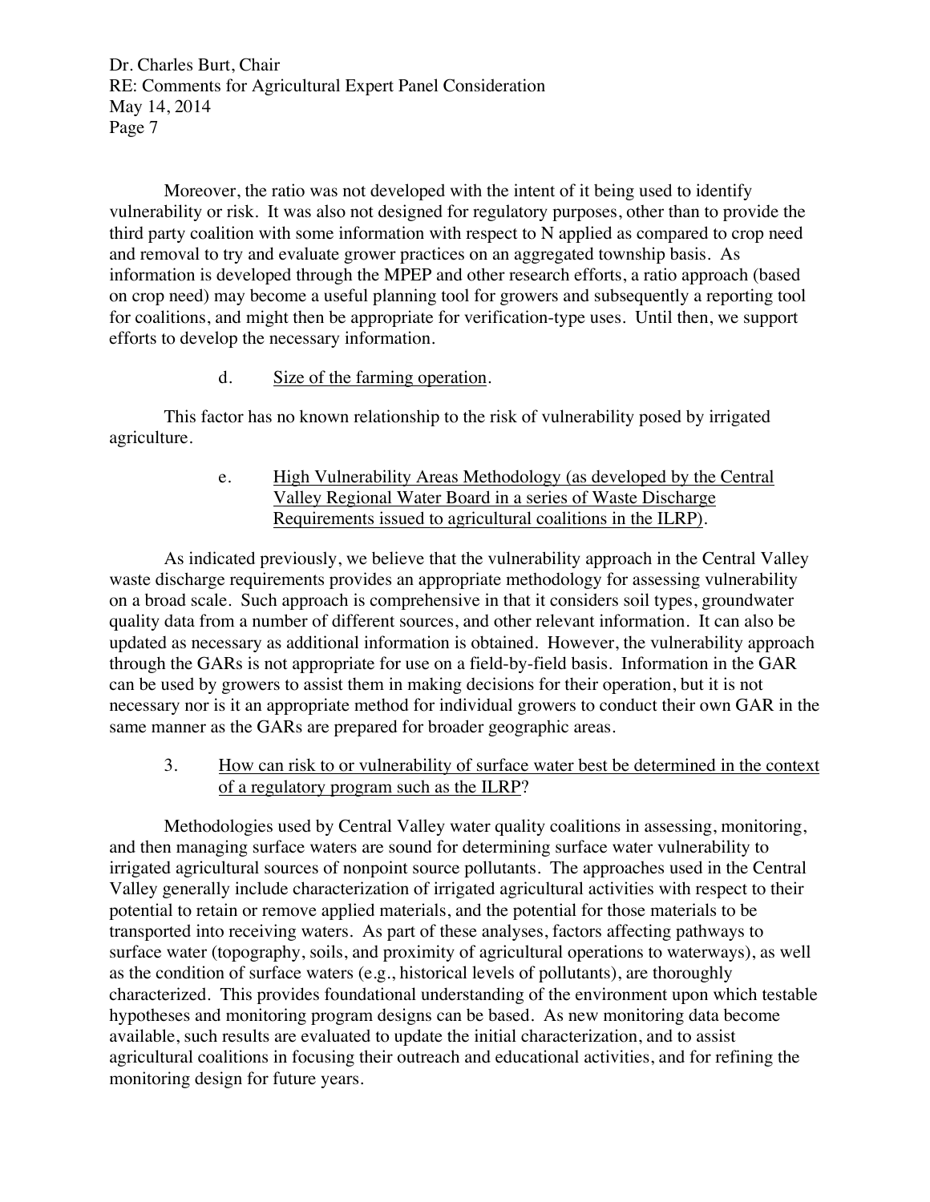Moreover, the ratio was not developed with the intent of it being used to identify vulnerability or risk. It was also not designed for regulatory purposes, other than to provide the third party coalition with some information with respect to N applied as compared to crop need and removal to try and evaluate grower practices on an aggregated township basis. As information is developed through the MPEP and other research efforts, a ratio approach (based on crop need) may become a useful planning tool for growers and subsequently a reporting tool for coalitions, and might then be appropriate for verification-type uses. Until then, we support efforts to develop the necessary information.

d. <u>Size of the farming operation</u>.

This factor has no known relationship to the risk of vulnerability posed by irrigated agriculture.

e. <u>High Vulnerability Areas Methodology (as developed by the Central Valley Regional Water Board in a series of Waste Discharge Requirements issued to agricultural coalitions in the ILRP)</u>.

As indicated previously, we believe that the vulnerability approach in the Central Valley waste discharge requirements provides an appropriate methodology for assessing vulnerability on a broad scale. Such approach is comprehensive in that it considers soil types, groundwater quality data from a number of different sources, and other relevant information. It can also be updated as necessary as additional information is obtained. However, the vulnerability approach through the GARs is not appropriate for use on a field-by-field basis. Information in the GAR can be used by growers to assist them in making decisions for their operation, but it is not necessary nor is it an appropriate method for individual growers to conduct their own GAR in the same manner as the GARs are prepared for broader geographic areas.

3. <u>How can risk to or vulnerability of surface water best be determined in the context of a regulatory program such as the ILRP</u>?

Methodologies used by Central Valley water quality coalitions in assessing, monitoring, and then managing surface waters are sound for determining surface water vulnerability to irrigated agricultural sources of nonpoint source pollutants. The approaches used in the Central Valley generally include characterization of irrigated agricultural activities with respect to their potential to retain or remove applied materials, and the potential for those materials to be transported into receiving waters. As part of these analyses, factors affecting pathways to surface water (topography, soils, and proximity of agricultural operations to waterways), as well as the condition of surface waters (e.g., historical levels of pollutants), are thoroughly characterized. This provides foundational understanding of the environment upon which testable hypotheses and monitoring program designs can be based. As new monitoring data become available, such results are evaluated to update the initial characterization, and to assist agricultural coalitions in focusing their outreach and educational activities, and for refining the monitoring design for future years.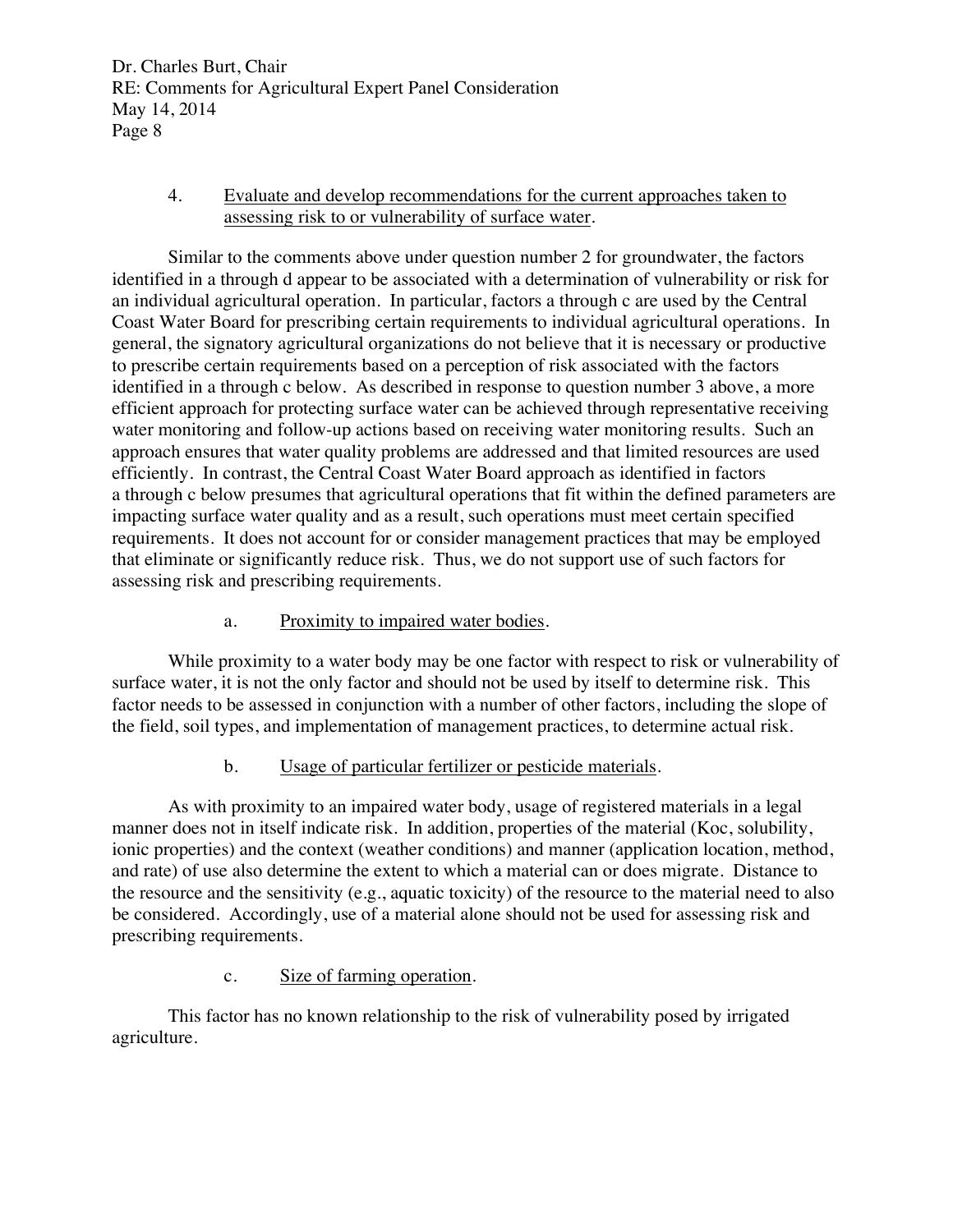4. Evaluate and develop recommendations for the current approaches taken to assessing risk to or vulnerability of surface water.

Similar to the comments above under question number 2 for groundwater, the factors identified in a through d appear to be associated with a determination of vulnerability or risk for an individual agricultural operation. In particular, factors a through c are used by the Central Coast Water Board for prescribing certain requirements to individual agricultural operations. In general, the signatory agricultural organizations do not believe that it is necessary or productive to prescribe certain requirements based on a perception of risk associated with the factors identified in a through c below. As described in response to question number 3 above, a more efficient approach for protecting surface water can be achieved through representative receiving water monitoring and follow-up actions based on receiving water monitoring results. Such an approach ensures that water quality problems are addressed and that limited resources are used efficiently. In contrast, the Central Coast Water Board approach as identified in factors a through c below presumes that agricultural operations that fit within the defined parameters are impacting surface water quality and as a result, such operations must meet certain specified requirements. It does not account for or consider management practices that may be employed that eliminate or significantly reduce risk. Thus, we do not support use of such factors for assessing risk and prescribing requirements.

a. Proximity to impaired water bodies.

While proximity to a water body may be one factor with respect to risk or vulnerability of surface water, it is not the only factor and should not be used by itself to determine risk. This factor needs to be assessed in conjunction with a number of other factors, including the slope of the field, soil types, and implementation of management practices, to determine actual risk.

b. Usage of particular fertilizer or pesticide materials.

As with proximity to an impaired water body, usage of registered materials in a legal manner does not in itself indicate risk. In addition, properties of the material (Koc, solubility, ionic properties) and the context (weather conditions) and manner (application location, method, and rate) of use also determine the extent to which a material can or does migrate. Distance to the resource and the sensitivity (e.g., aquatic toxicity) of the resource to the material need to also be considered. Accordingly, use of a material alone should not be used for assessing risk and prescribing requirements.

c. Size of farming operation.

This factor has no known relationship to the risk of vulnerability posed by irrigated agriculture.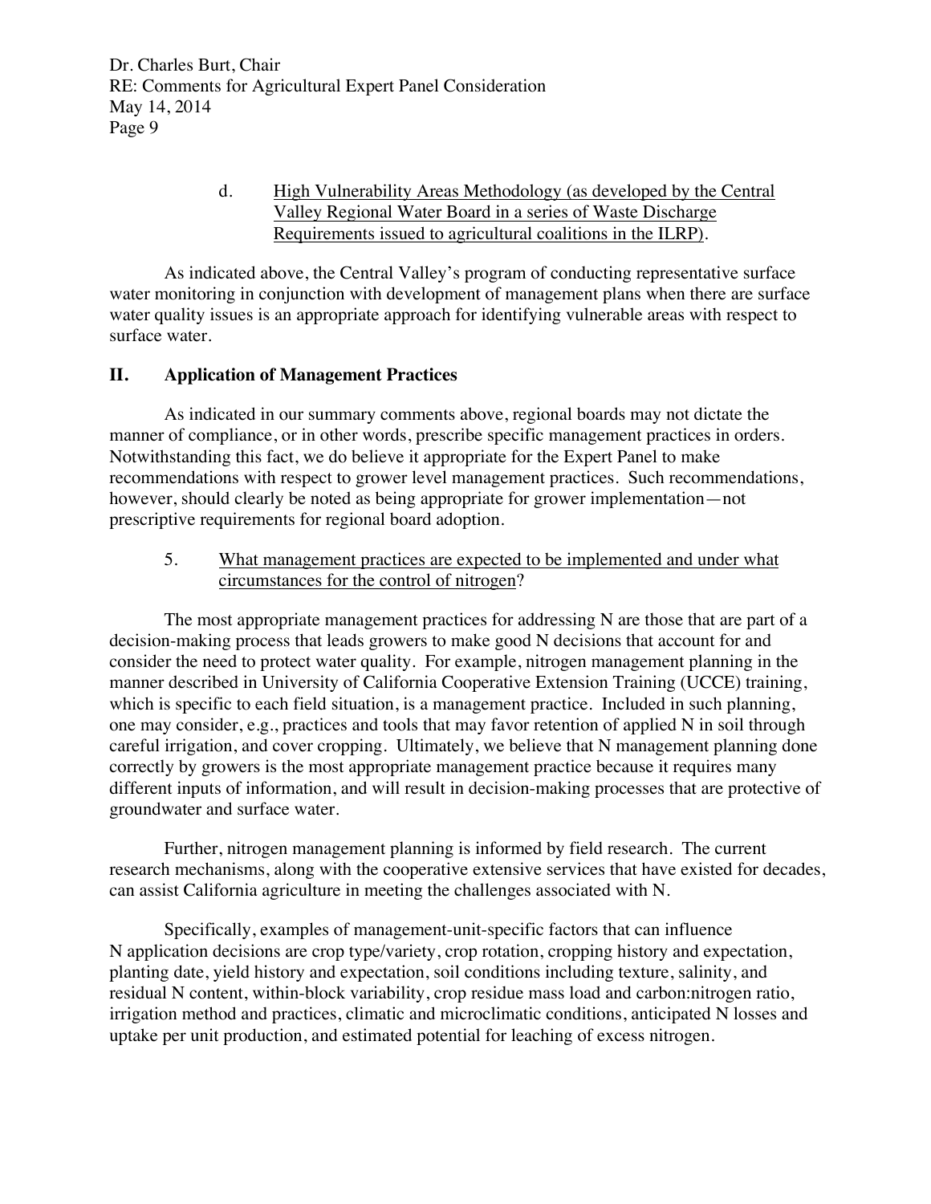d. <u>High Vulnerability Areas Methodology (as developed by the Central Valley Regional Water Board in a series of Waste Discharge Requirements issued to agricultural coalitions in the ILRP)</u>.

As indicated above, the Central Valley's program of conducting representative surface water monitoring in conjunction with development of management plans when there are surface water quality issues is an appropriate approach for identifying vulnerable areas with respect to surface water.

## II. Application of Management Practices

As indicated in our summary comments above, regional boards may not dictate the manner of compliance, or in other words, prescribe specific management practices in orders. Notwithstanding this fact, we do believe it appropriate for the Expert Panel to make recommendations with respect to grower level management practices. Such recommendations, however, should clearly be noted as being appropriate for grower implementation—not prescriptive requirements for regional board adoption.

5. <u>What management practices are expected to be implemented and under what circumstances for the control of nitrogen</u>?

The most appropriate management practices for addressing N are those that are part of a decision-making process that leads growers to make good N decisions that account for and consider the need to protect water quality. For example, nitrogen management planning in the manner described in University of California Cooperative Extension Training (UCCE) training, which is specific to each field situation, is a management practice. Included in such planning, one may consider, e.g., practices and tools that may favor retention of applied N in soil through careful irrigation, and cover cropping. Ultimately, we believe that N management planning done correctly by growers is the most appropriate management practice because it requires many different inputs of information, and will result in decision-making processes that are protective of groundwater and surface water.

Further, nitrogen management planning is informed by field research. The current research mechanisms, along with the cooperative extensive services that have existed for decades, can assist California agriculture in meeting the challenges associated with N.

Specifically, examples of management-unit-specific factors that can influence N application decisions are crop type/variety, crop rotation, cropping history and expectation, planting date, yield history and expectation, soil conditions including texture, salinity, and residual N content, within-block variability, crop residue mass load and carbon:nitrogen ratio, irrigation method and practices, climatic and microclimatic conditions, anticipated N losses and uptake per unit production, and estimated potential for leaching of excess nitrogen.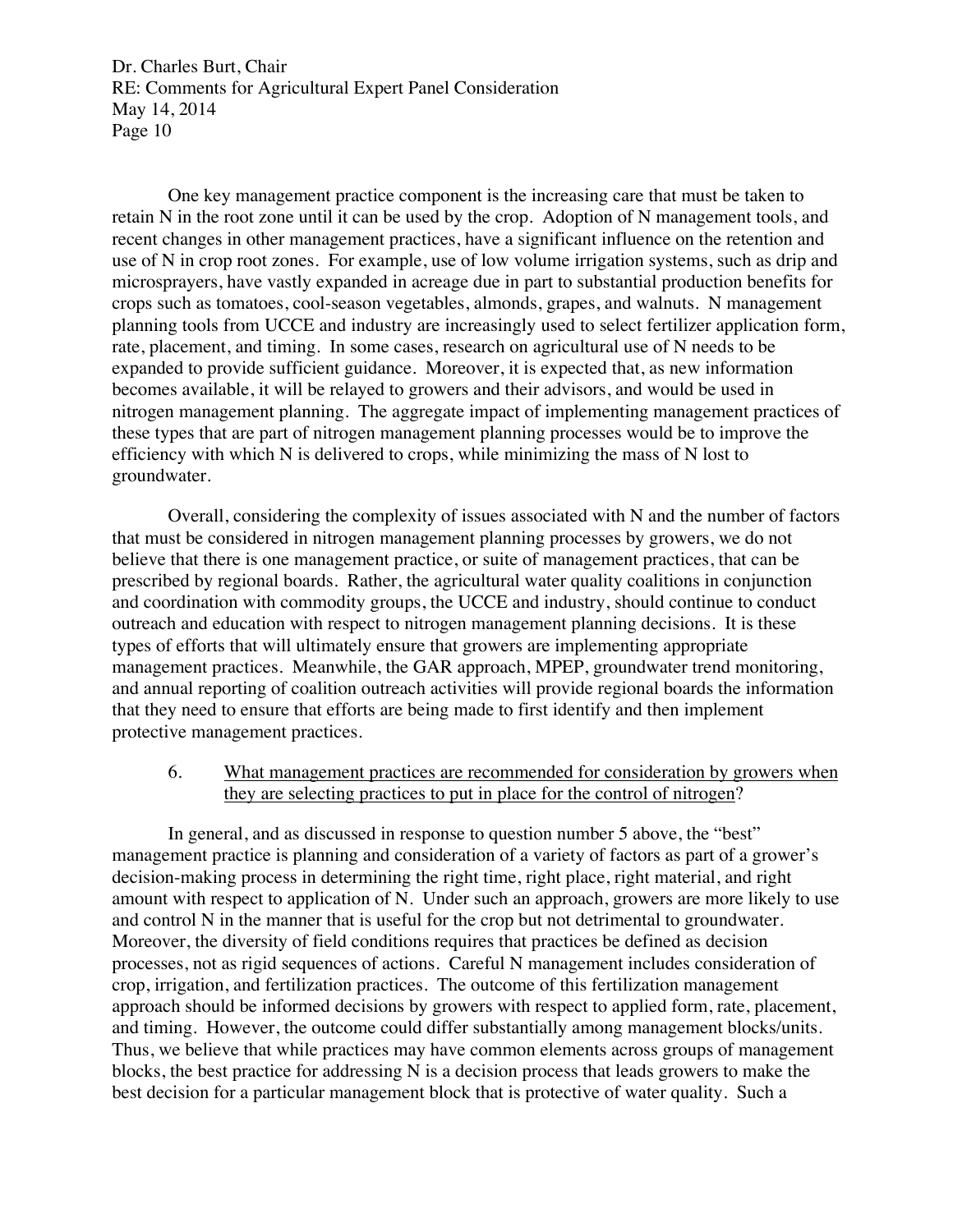One key management practice component is the increasing care that must be taken to retain N in the root zone until it can be used by the crop. Adoption of N management tools, and recent changes in other management practices, have a significant influence on the retention and use of N in crop root zones. For example, use of low volume irrigation systems, such as drip and microsprayers, have vastly expanded in acreage due in part to substantial production benefits for crops such as tomatoes, cool-season vegetables, almonds, grapes, and walnuts. N management planning tools from UCCE and industry are increasingly used to select fertilizer application form, rate, placement, and timing. In some cases, research on agricultural use of N needs to be expanded to provide sufficient guidance. Moreover, it is expected that, as new information becomes available, it will be relayed to growers and their advisors, and would be used in nitrogen management planning. The aggregate impact of implementing management practices of these types that are part of nitrogen management planning processes would be to improve the efficiency with which N is delivered to crops, while minimizing the mass of N lost to groundwater.

Overall, considering the complexity of issues associated with N and the number of factors that must be considered in nitrogen management planning processes by growers, we do not believe that there is one management practice, or suite of management practices, that can be prescribed by regional boards. Rather, the agricultural water quality coalitions in conjunction and coordination with commodity groups, the UCCE and industry, should continue to conduct outreach and education with respect to nitrogen management planning decisions. It is these types of efforts that will ultimately ensure that growers are implementing appropriate management practices. Meanwhile, the GAR approach, MPEP, groundwater trend monitoring, and annual reporting of coalition outreach activities will provide regional boards the information that they need to ensure that efforts are being made to first identify and then implement protective management practices.

6. <u>What management practices are recommended for consideration by growers when they are selecting practices to put in place for the control of nitrogen</u>?

In general, and as discussed in response to question number 5 above, the "best" management practice is planning and consideration of a variety of factors as part of a grower's decision-making process in determining the right time, right place, right material, and right amount with respect to application of N. Under such an approach, growers are more likely to use and control N in the manner that is useful for the crop but not detrimental to groundwater. Moreover, the diversity of field conditions requires that practices be defined as decision processes, not as rigid sequences of actions. Careful N management includes consideration of crop, irrigation, and fertilization practices. The outcome of this fertilization management approach should be informed decisions by growers with respect to applied form, rate, placement, and timing. However, the outcome could differ substantially among management blocks/units. Thus, we believe that while practices may have common elements across groups of management blocks, the best practice for addressing N is a decision process that leads growers to make the best decision for a particular management block that is protective of water quality. Such a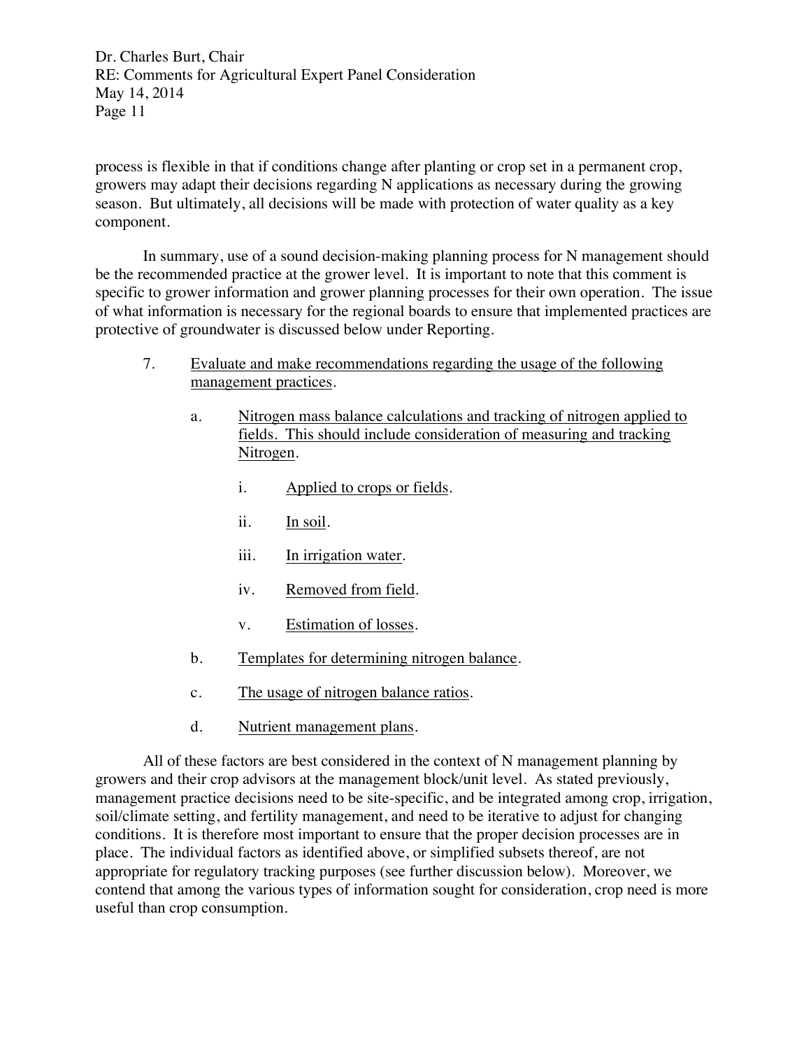process is flexible in that if conditions change after planting or crop set in a permanent crop, growers may adapt their decisions regarding N applications as necessary during the growing season. But ultimately, all decisions will be made with protection of water quality as a key component.

In summary, use of a sound decision-making planning process for N management should be the recommended practice at the grower level. It is important to note that this comment is specific to grower information and grower planning processes for their own operation. The issue of what information is necessary for the regional boards to ensure that implemented practices are protective of groundwater is discussed below under Reporting.

7. <u>Evaluate and make recommendations regarding the usage of the following management practices</u>.

   a. <u>Nitrogen mass balance calculations and tracking of nitrogen applied to fields. This should include consideration of measuring and tracking Nitrogen</u>.

      i. <u>Applied to crops or fields</u>.

      ii. <u>In soil</u>.

      iii. <u>In irrigation water</u>.

      iv. <u>Removed from field</u>.

      v. <u>Estimation of losses</u>.

   b. <u>Templates for determining nitrogen balance</u>.

   c. <u>The usage of nitrogen balance ratios</u>.

   d. <u>Nutrient management plans</u>.

All of these factors are best considered in the context of N management planning by growers and their crop advisors at the management block/unit level. As stated previously, management practice decisions need to be site-specific, and be integrated among crop, irrigation, soil/climate setting, and fertility management, and need to be iterative to adjust for changing conditions. It is therefore most important to ensure that the proper decision processes are in place. The individual factors as identified above, or simplified subsets thereof, are not appropriate for regulatory tracking purposes (see further discussion below). Moreover, we contend that among the various types of information sought for consideration, crop need is more useful than crop consumption.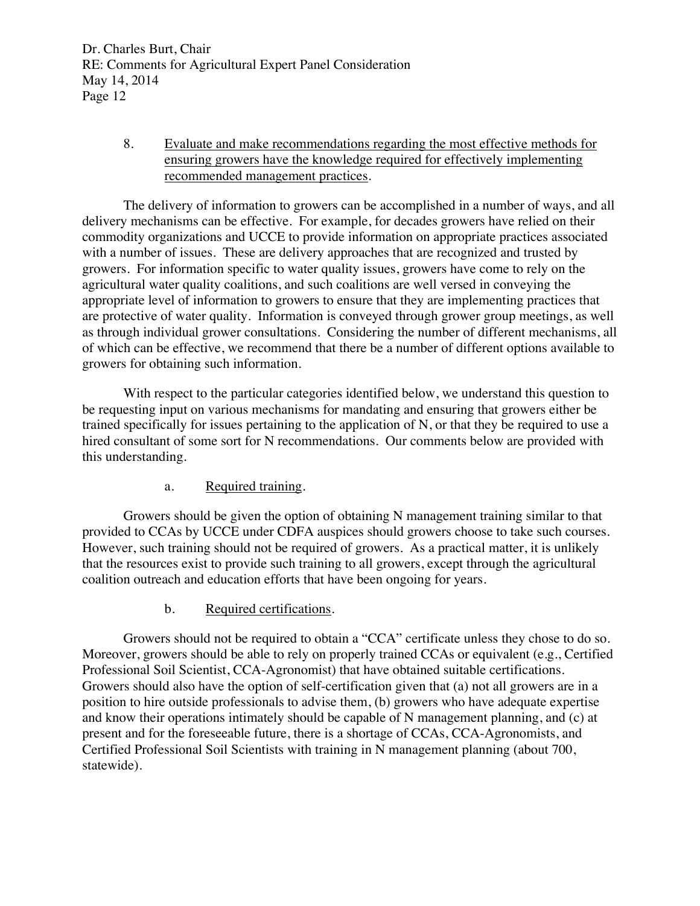8. Evaluate and make recommendations regarding the most effective methods for ensuring growers have the knowledge required for effectively implementing recommended management practices.

The delivery of information to growers can be accomplished in a number of ways, and all delivery mechanisms can be effective. For example, for decades growers have relied on their commodity organizations and UCCE to provide information on appropriate practices associated with a number of issues. These are delivery approaches that are recognized and trusted by growers. For information specific to water quality issues, growers have come to rely on the agricultural water quality coalitions, and such coalitions are well versed in conveying the appropriate level of information to growers to ensure that they are implementing practices that are protective of water quality. Information is conveyed through grower group meetings, as well as through individual grower consultations. Considering the number of different mechanisms, all of which can be effective, we recommend that there be a number of different options available to growers for obtaining such information.

With respect to the particular categories identified below, we understand this question to be requesting input on various mechanisms for mandating and ensuring that growers either be trained specifically for issues pertaining to the application of N, or that they be required to use a hired consultant of some sort for N recommendations. Our comments below are provided with this understanding.

a. Required training.

Growers should be given the option of obtaining N management training similar to that provided to CCAs by UCCE under CDFA auspices should growers choose to take such courses. However, such training should not be required of growers. As a practical matter, it is unlikely that the resources exist to provide such training to all growers, except through the agricultural coalition outreach and education efforts that have been ongoing for years.

b. Required certifications.

Growers should not be required to obtain a "CCA" certificate unless they chose to do so. Moreover, growers should be able to rely on properly trained CCAs or equivalent (e.g., Certified Professional Soil Scientist, CCA-Agronomist) that have obtained suitable certifications. Growers should also have the option of self-certification given that (a) not all growers are in a position to hire outside professionals to advise them, (b) growers who have adequate expertise and know their operations intimately should be capable of N management planning, and (c) at present and for the foreseeable future, there is a shortage of CCAs, CCA-Agronomists, and Certified Professional Soil Scientists with training in N management planning (about 700, statewide).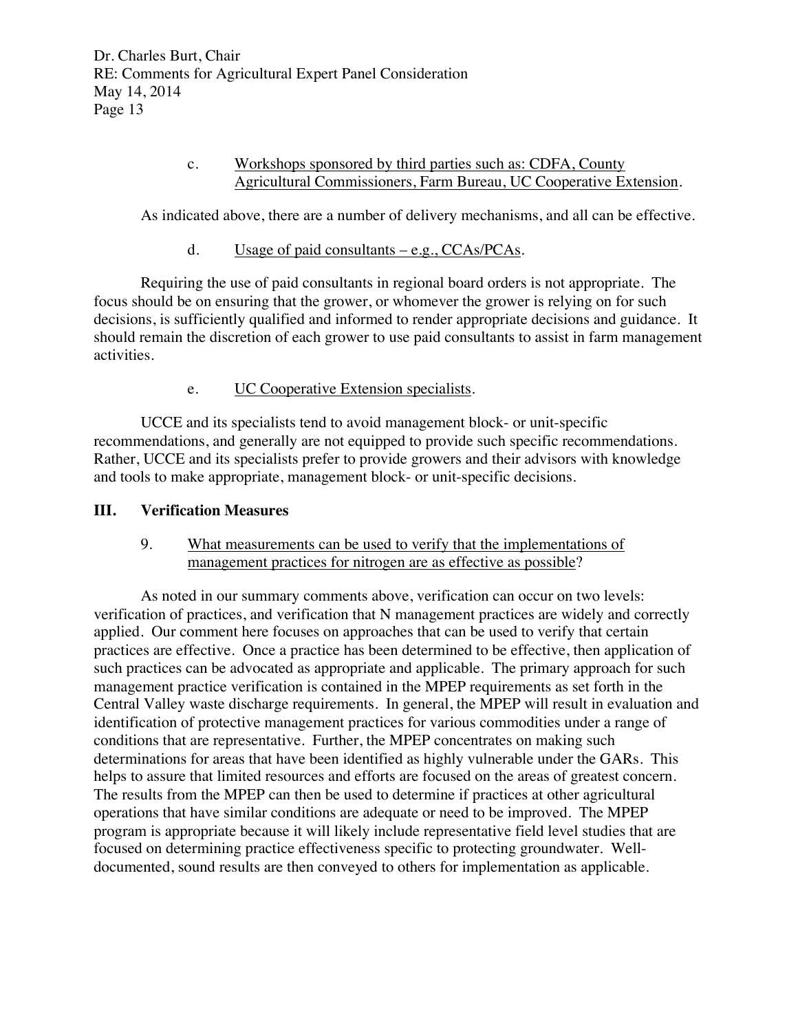c. Workshops sponsored by third parties such as: CDFA, County Agricultural Commissioners, Farm Bureau, UC Cooperative Extension.

As indicated above, there are a number of delivery mechanisms, and all can be effective.

d. Usage of paid consultants – e.g., CCAs/PCAs.

Requiring the use of paid consultants in regional board orders is not appropriate. The focus should be on ensuring that the grower, or whomever the grower is relying on for such decisions, is sufficiently qualified and informed to render appropriate decisions and guidance. It should remain the discretion of each grower to use paid consultants to assist in farm management activities.

e. UC Cooperative Extension specialists.

UCCE and its specialists tend to avoid management block- or unit-specific recommendations, and generally are not equipped to provide such specific recommendations. Rather, UCCE and its specialists prefer to provide growers and their advisors with knowledge and tools to make appropriate, management block- or unit-specific decisions.

## III. Verification Measures

9. What measurements can be used to verify that the implementations of management practices for nitrogen are as effective as possible?

As noted in our summary comments above, verification can occur on two levels: verification of practices, and verification that N management practices are widely and correctly applied. Our comment here focuses on approaches that can be used to verify that certain practices are effective. Once a practice has been determined to be effective, then application of such practices can be advocated as appropriate and applicable. The primary approach for such management practice verification is contained in the MPEP requirements as set forth in the Central Valley waste discharge requirements. In general, the MPEP will result in evaluation and identification of protective management practices for various commodities under a range of conditions that are representative. Further, the MPEP concentrates on making such determinations for areas that have been identified as highly vulnerable under the GARs. This helps to assure that limited resources and efforts are focused on the areas of greatest concern. The results from the MPEP can then be used to determine if practices at other agricultural operations that have similar conditions are adequate or need to be improved. The MPEP program is appropriate because it will likely include representative field level studies that are focused on determining practice effectiveness specific to protecting groundwater. Well-documented, sound results are then conveyed to others for implementation as applicable.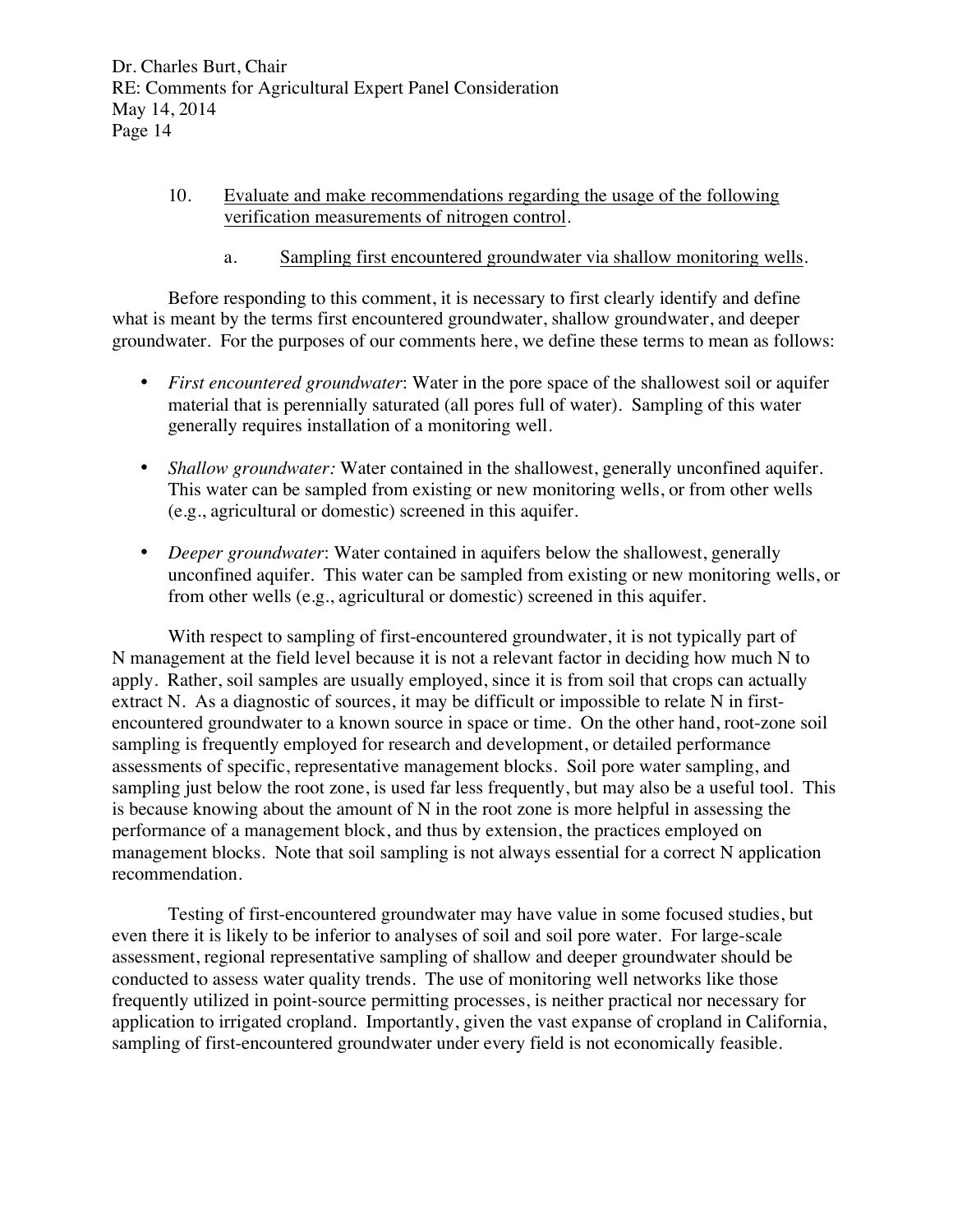10. <u>Evaluate and make recommendations regarding the usage of the following verification measurements of nitrogen control</u>.

    a. <u>Sampling first encountered groundwater via shallow monitoring wells</u>.

Before responding to this comment, it is necessary to first clearly identify and define what is meant by the terms first encountered groundwater, shallow groundwater, and deeper groundwater. For the purposes of our comments here, we define these terms to mean as follows:

- *First encountered groundwater*: Water in the pore space of the shallowest soil or aquifer material that is perennially saturated (all pores full of water). Sampling of this water generally requires installation of a monitoring well.
- *Shallow groundwater:* Water contained in the shallowest, generally unconfined aquifer. This water can be sampled from existing or new monitoring wells, or from other wells (e.g., agricultural or domestic) screened in this aquifer.
- *Deeper groundwater*: Water contained in aquifers below the shallowest, generally unconfined aquifer. This water can be sampled from existing or new monitoring wells, or from other wells (e.g., agricultural or domestic) screened in this aquifer.

With respect to sampling of first-encountered groundwater, it is not typically part of N management at the field level because it is not a relevant factor in deciding how much N to apply. Rather, soil samples are usually employed, since it is from soil that crops can actually extract N. As a diagnostic of sources, it may be difficult or impossible to relate N in first-encountered groundwater to a known source in space or time. On the other hand, root-zone soil sampling is frequently employed for research and development, or detailed performance assessments of specific, representative management blocks. Soil pore water sampling, and sampling just below the root zone, is used far less frequently, but may also be a useful tool. This is because knowing about the amount of N in the root zone is more helpful in assessing the performance of a management block, and thus by extension, the practices employed on management blocks. Note that soil sampling is not always essential for a correct N application recommendation.

Testing of first-encountered groundwater may have value in some focused studies, but even there it is likely to be inferior to analyses of soil and soil pore water. For large-scale assessment, regional representative sampling of shallow and deeper groundwater should be conducted to assess water quality trends. The use of monitoring well networks like those frequently utilized in point-source permitting processes, is neither practical nor necessary for application to irrigated cropland. Importantly, given the vast expanse of cropland in California, sampling of first-encountered groundwater under every field is not economically feasible.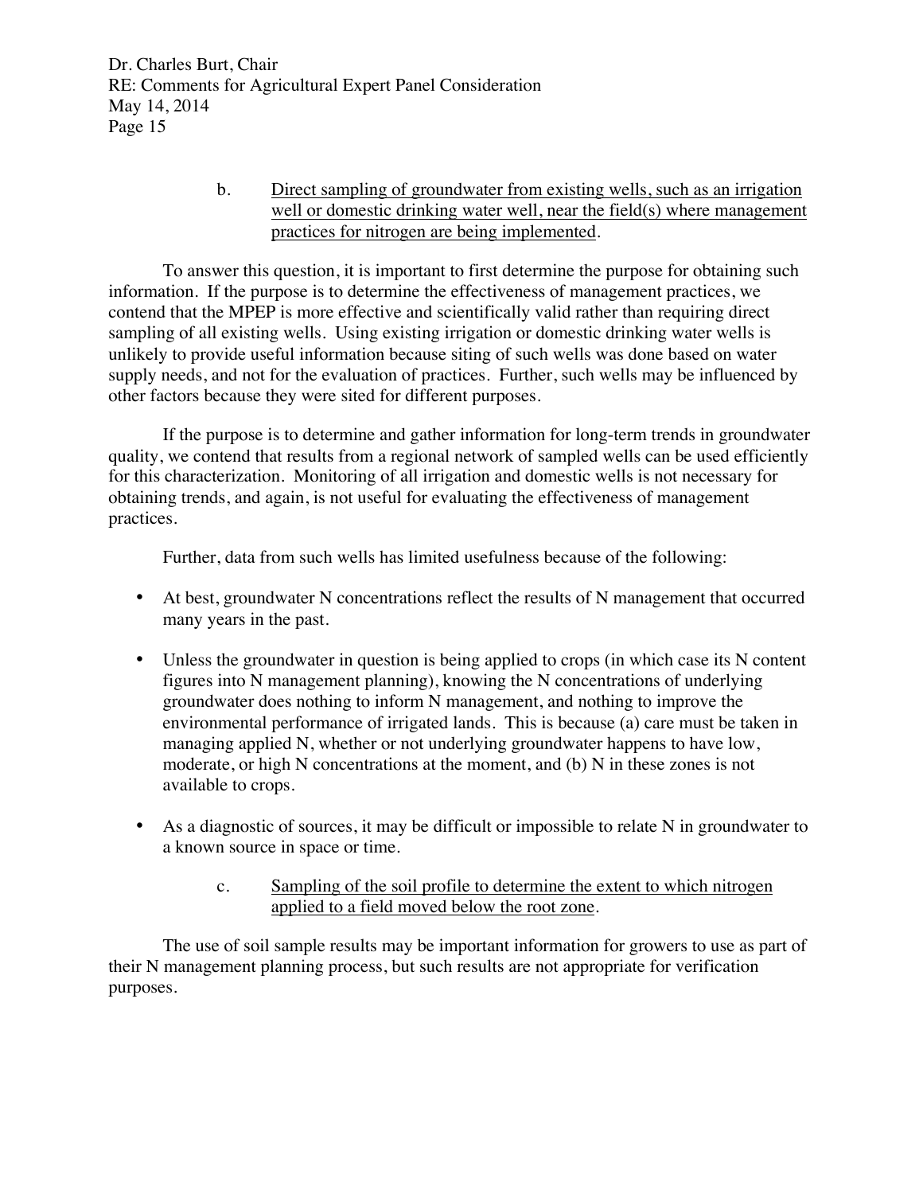b. <u>Direct sampling of groundwater from existing wells, such as an irrigation well or domestic drinking water well, near the field(s) where management practices for nitrogen are being implemented</u>.

To answer this question, it is important to first determine the purpose for obtaining such information. If the purpose is to determine the effectiveness of management practices, we contend that the MPEP is more effective and scientifically valid rather than requiring direct sampling of all existing wells. Using existing irrigation or domestic drinking water wells is unlikely to provide useful information because siting of such wells was done based on water supply needs, and not for the evaluation of practices. Further, such wells may be influenced by other factors because they were sited for different purposes.

If the purpose is to determine and gather information for long-term trends in groundwater quality, we contend that results from a regional network of sampled wells can be used efficiently for this characterization. Monitoring of all irrigation and domestic wells is not necessary for obtaining trends, and again, is not useful for evaluating the effectiveness of management practices.

Further, data from such wells has limited usefulness because of the following:

- At best, groundwater N concentrations reflect the results of N management that occurred many years in the past.
- Unless the groundwater in question is being applied to crops (in which case its N content figures into N management planning), knowing the N concentrations of underlying groundwater does nothing to inform N management, and nothing to improve the environmental performance of irrigated lands. This is because (a) care must be taken in managing applied N, whether or not underlying groundwater happens to have low, moderate, or high N concentrations at the moment, and (b) N in these zones is not available to crops.
- As a diagnostic of sources, it may be difficult or impossible to relate N in groundwater to a known source in space or time.

c. <u>Sampling of the soil profile to determine the extent to which nitrogen applied to a field moved below the root zone</u>.

The use of soil sample results may be important information for growers to use as part of their N management planning process, but such results are not appropriate for verification purposes.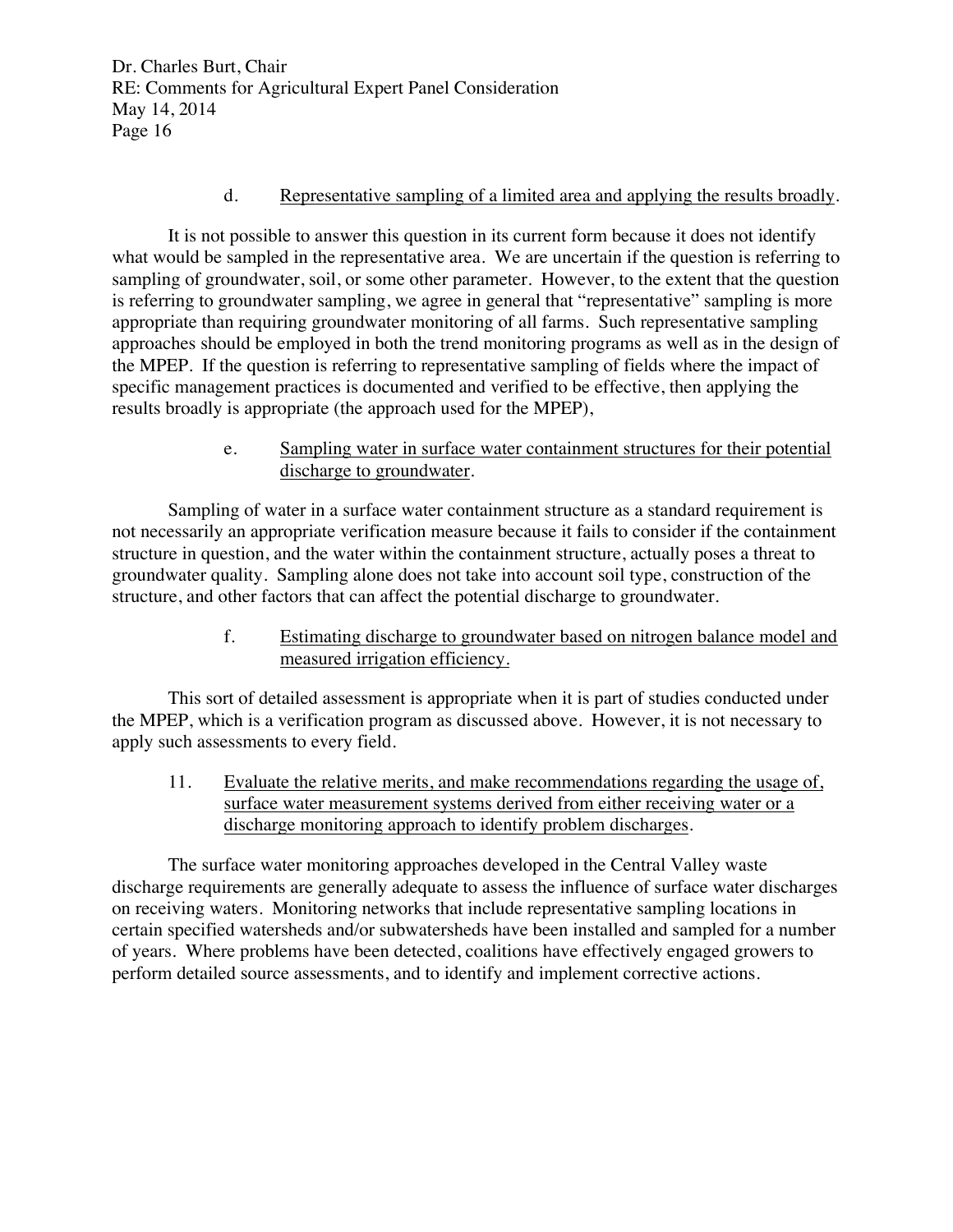d. Representative sampling of a limited area and applying the results broadly.

It is not possible to answer this question in its current form because it does not identify what would be sampled in the representative area. We are uncertain if the question is referring to sampling of groundwater, soil, or some other parameter. However, to the extent that the question is referring to groundwater sampling, we agree in general that "representative" sampling is more appropriate than requiring groundwater monitoring of all farms. Such representative sampling approaches should be employed in both the trend monitoring programs as well as in the design of the MPEP. If the question is referring to representative sampling of fields where the impact of specific management practices is documented and verified to be effective, then applying the results broadly is appropriate (the approach used for the MPEP),

e. Sampling water in surface water containment structures for their potential discharge to groundwater.

Sampling of water in a surface water containment structure as a standard requirement is not necessarily an appropriate verification measure because it fails to consider if the containment structure in question, and the water within the containment structure, actually poses a threat to groundwater quality. Sampling alone does not take into account soil type, construction of the structure, and other factors that can affect the potential discharge to groundwater.

f. Estimating discharge to groundwater based on nitrogen balance model and measured irrigation efficiency.

This sort of detailed assessment is appropriate when it is part of studies conducted under the MPEP, which is a verification program as discussed above. However, it is not necessary to apply such assessments to every field.

11. Evaluate the relative merits, and make recommendations regarding the usage of, surface water measurement systems derived from either receiving water or a discharge monitoring approach to identify problem discharges.

The surface water monitoring approaches developed in the Central Valley waste discharge requirements are generally adequate to assess the influence of surface water discharges on receiving waters. Monitoring networks that include representative sampling locations in certain specified watersheds and/or subwatersheds have been installed and sampled for a number of years. Where problems have been detected, coalitions have effectively engaged growers to perform detailed source assessments, and to identify and implement corrective actions.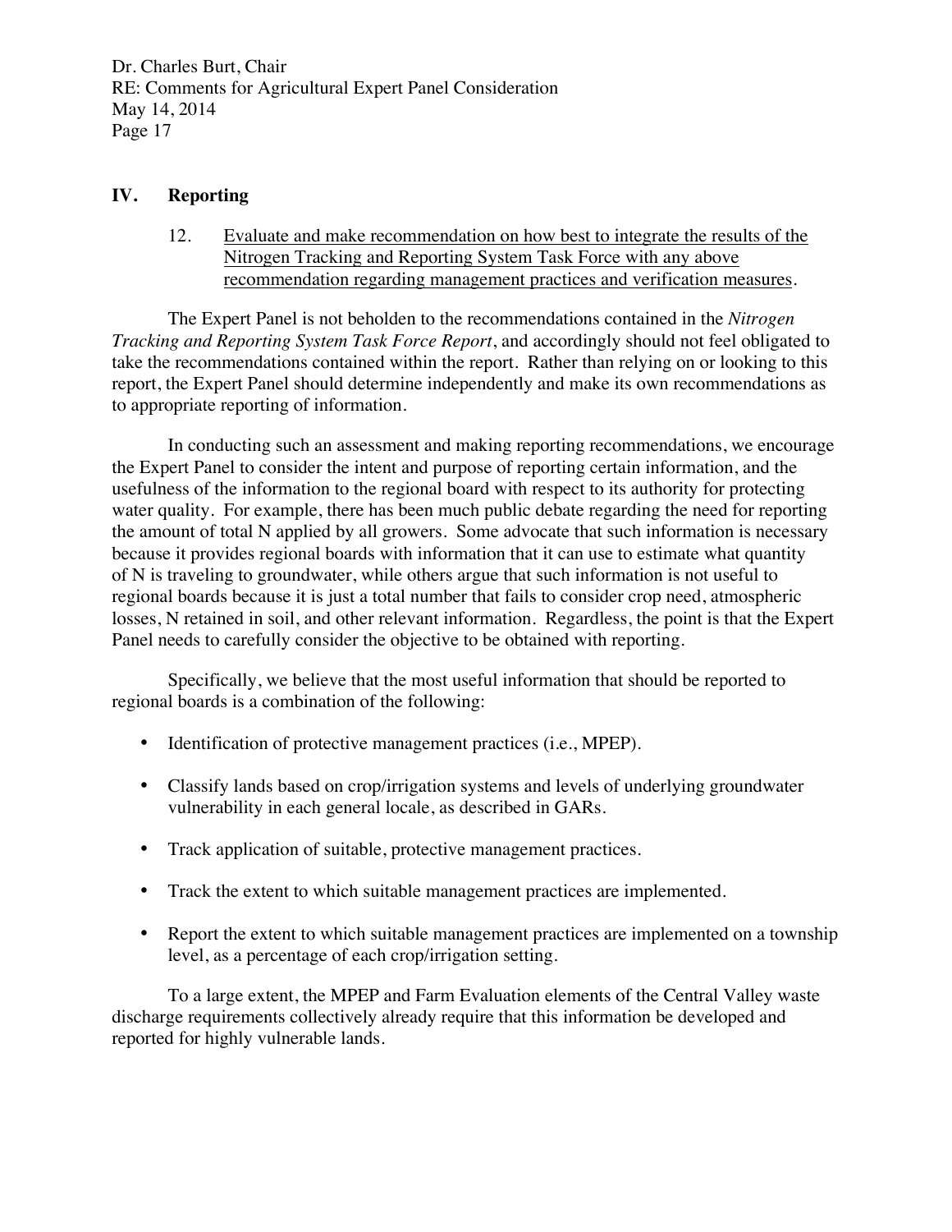## IV. Reporting

12. Evaluate and make recommendation on how best to integrate the results of the Nitrogen Tracking and Reporting System Task Force with any above recommendation regarding management practices and verification measures.

The Expert Panel is not beholden to the recommendations contained in the *Nitrogen Tracking and Reporting System Task Force Report*, and accordingly should not feel obligated to take the recommendations contained within the report. Rather than relying on or looking to this report, the Expert Panel should determine independently and make its own recommendations as to appropriate reporting of information.

In conducting such an assessment and making reporting recommendations, we encourage the Expert Panel to consider the intent and purpose of reporting certain information, and the usefulness of the information to the regional board with respect to its authority for protecting water quality. For example, there has been much public debate regarding the need for reporting the amount of total N applied by all growers. Some advocate that such information is necessary because it provides regional boards with information that it can use to estimate what quantity of N is traveling to groundwater, while others argue that such information is not useful to regional boards because it is just a total number that fails to consider crop need, atmospheric losses, N retained in soil, and other relevant information. Regardless, the point is that the Expert Panel needs to carefully consider the objective to be obtained with reporting.

Specifically, we believe that the most useful information that should be reported to regional boards is a combination of the following:

- Identification of protective management practices (i.e., MPEP).
- Classify lands based on crop/irrigation systems and levels of underlying groundwater vulnerability in each general locale, as described in GARs.
- Track application of suitable, protective management practices.
- Track the extent to which suitable management practices are implemented.
- Report the extent to which suitable management practices are implemented on a township level, as a percentage of each crop/irrigation setting.

To a large extent, the MPEP and Farm Evaluation elements of the Central Valley waste discharge requirements collectively already require that this information be developed and reported for highly vulnerable lands.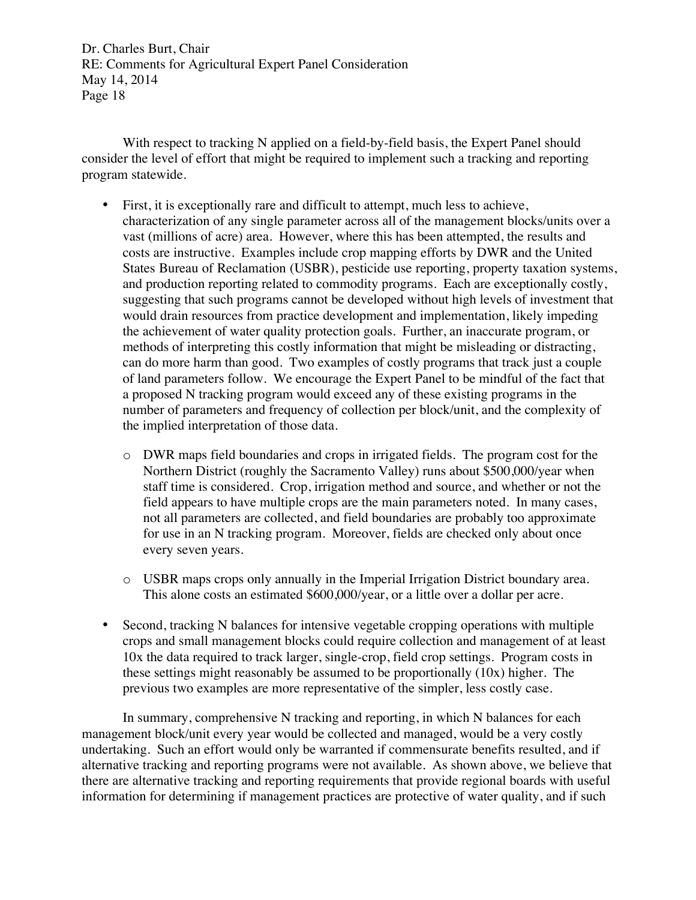With respect to tracking N applied on a field-by-field basis, the Expert Panel should consider the level of effort that might be required to implement such a tracking and reporting program statewide.

- First, it is exceptionally rare and difficult to attempt, much less to achieve, characterization of any single parameter across all of the management blocks/units over a vast (millions of acre) area. However, where this has been attempted, the results and costs are instructive. Examples include crop mapping efforts by DWR and the United States Bureau of Reclamation (USBR), pesticide use reporting, property taxation systems, and production reporting related to commodity programs. Each are exceptionally costly, suggesting that such programs cannot be developed without high levels of investment that would drain resources from practice development and implementation, likely impeding the achievement of water quality protection goals. Further, an inaccurate program, or methods of interpreting this costly information that might be misleading or distracting, can do more harm than good. Two examples of costly programs that track just a couple of land parameters follow. We encourage the Expert Panel to be mindful of the fact that a proposed N tracking program would exceed any of these existing programs in the number of parameters and frequency of collection per block/unit, and the complexity of the implied interpretation of those data.
  - DWR maps field boundaries and crops in irrigated fields. The program cost for the Northern District (roughly the Sacramento Valley) runs about $500,000/year when staff time is considered. Crop, irrigation method and source, and whether or not the field appears to have multiple crops are the main parameters noted. In many cases, not all parameters are collected, and field boundaries are probably too approximate for use in an N tracking program. Moreover, fields are checked only about once every seven years.
  - USBR maps crops only annually in the Imperial Irrigation District boundary area. This alone costs an estimated $600,000/year, or a little over a dollar per acre.
- Second, tracking N balances for intensive vegetable cropping operations with multiple crops and small management blocks could require collection and management of at least 10x the data required to track larger, single-crop, field crop settings. Program costs in these settings might reasonably be assumed to be proportionally (10x) higher. The previous two examples are more representative of the simpler, less costly case.

In summary, comprehensive N tracking and reporting, in which N balances for each management block/unit every year would be collected and managed, would be a very costly undertaking. Such an effort would only be warranted if commensurate benefits resulted, and if alternative tracking and reporting programs were not available. As shown above, we believe that there are alternative tracking and reporting requirements that provide regional boards with useful information for determining if management practices are protective of water quality, and if such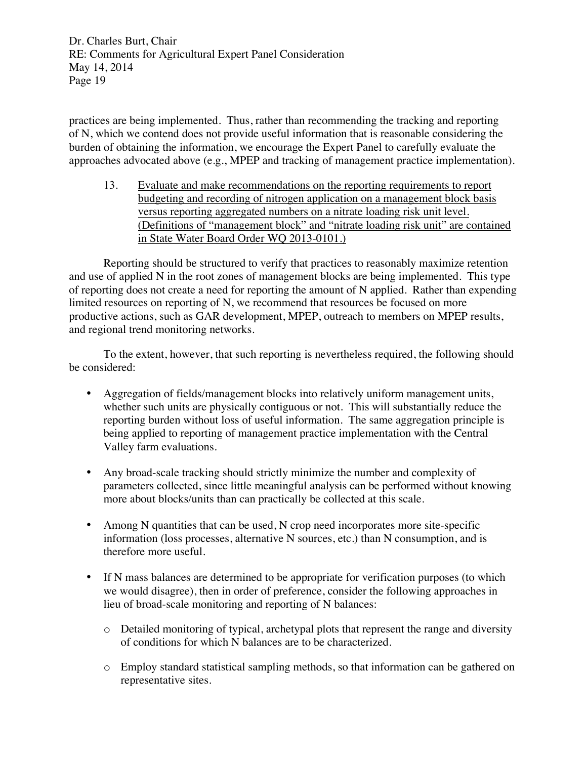practices are being implemented. Thus, rather than recommending the tracking and reporting of N, which we contend does not provide useful information that is reasonable considering the burden of obtaining the information, we encourage the Expert Panel to carefully evaluate the approaches advocated above (e.g., MPEP and tracking of management practice implementation).

13. <u>Evaluate and make recommendations on the reporting requirements to report budgeting and recording of nitrogen application on a management block basis versus reporting aggregated numbers on a nitrate loading risk unit level. (Definitions of "management block" and "nitrate loading risk unit" are contained in State Water Board Order WQ 2013-0101.)</u>

Reporting should be structured to verify that practices to reasonably maximize retention and use of applied N in the root zones of management blocks are being implemented. This type of reporting does not create a need for reporting the amount of N applied. Rather than expending limited resources on reporting of N, we recommend that resources be focused on more productive actions, such as GAR development, MPEP, outreach to members on MPEP results, and regional trend monitoring networks.

To the extent, however, that such reporting is nevertheless required, the following should be considered:

- Aggregation of fields/management blocks into relatively uniform management units, whether such units are physically contiguous or not. This will substantially reduce the reporting burden without loss of useful information. The same aggregation principle is being applied to reporting of management practice implementation with the Central Valley farm evaluations.
- Any broad-scale tracking should strictly minimize the number and complexity of parameters collected, since little meaningful analysis can be performed without knowing more about blocks/units than can practically be collected at this scale.
- Among N quantities that can be used, N crop need incorporates more site-specific information (loss processes, alternative N sources, etc.) than N consumption, and is therefore more useful.
- If N mass balances are determined to be appropriate for verification purposes (to which we would disagree), then in order of preference, consider the following approaches in lieu of broad-scale monitoring and reporting of N balances:
    - Detailed monitoring of typical, archetypal plots that represent the range and diversity of conditions for which N balances are to be characterized.
    - Employ standard statistical sampling methods, so that information can be gathered on representative sites.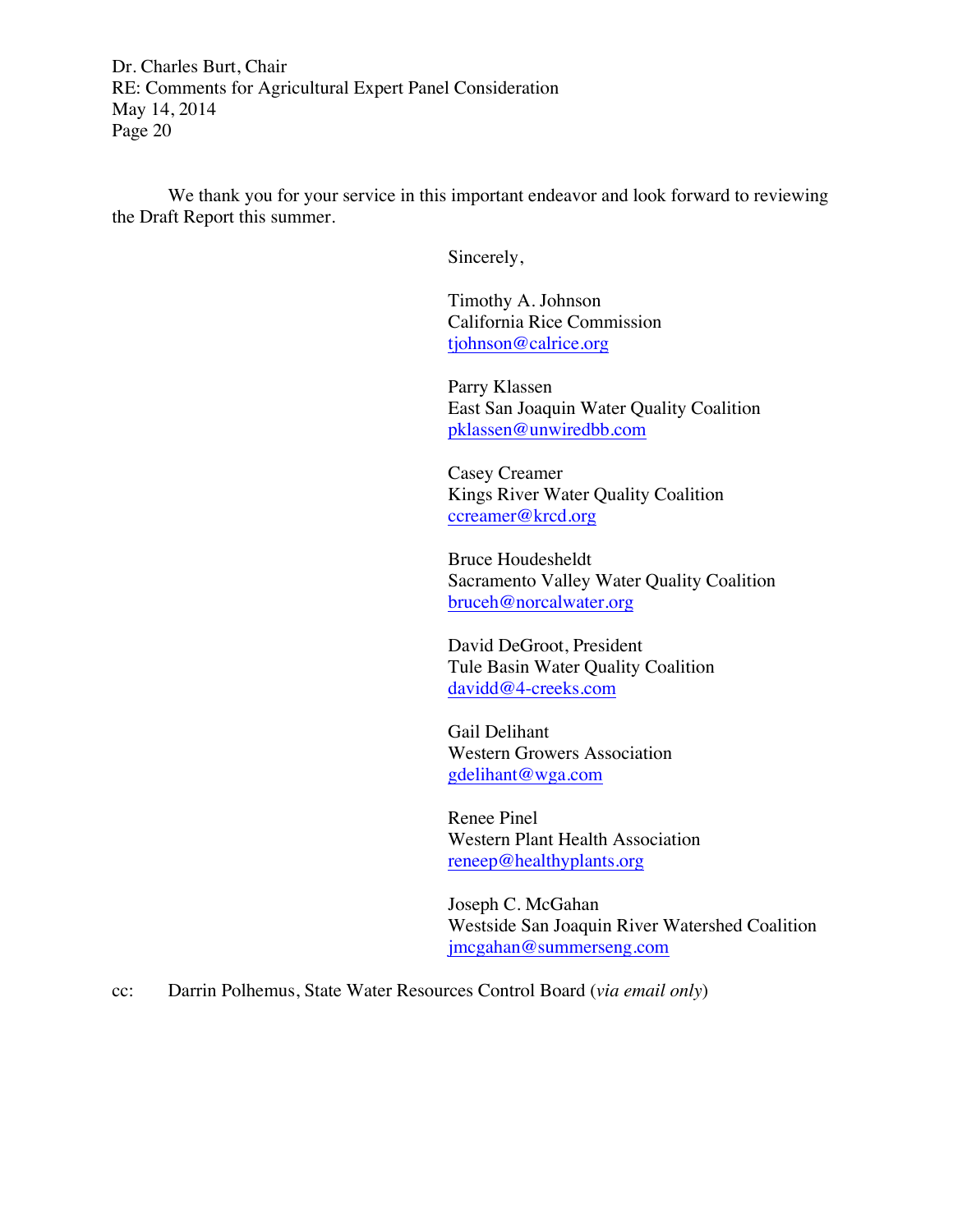We thank you for your service in this important endeavor and look forward to reviewing the Draft Report this summer.

Sincerely,

Timothy A. Johnson
California Rice Commission
tjohnson@calrice.org

Parry Klassen
East San Joaquin Water Quality Coalition
pklassen@unwiredbb.com

Casey Creamer
Kings River Water Quality Coalition
ccreamer@krcd.org

Bruce Houdesheldt
Sacramento Valley Water Quality Coalition
bruceh@norcalwater.org

David DeGroot, President
Tule Basin Water Quality Coalition
davidd@4-creeks.com

Gail Delihant
Western Growers Association
gdelihant@wga.com

Renee Pinel
Western Plant Health Association
reneep@healthyplants.org

Joseph C. McGahan
Westside San Joaquin River Watershed Coalition
jmcgahan@summerseng.com

cc: Darrin Polhemus, State Water Resources Control Board (*via email only*)